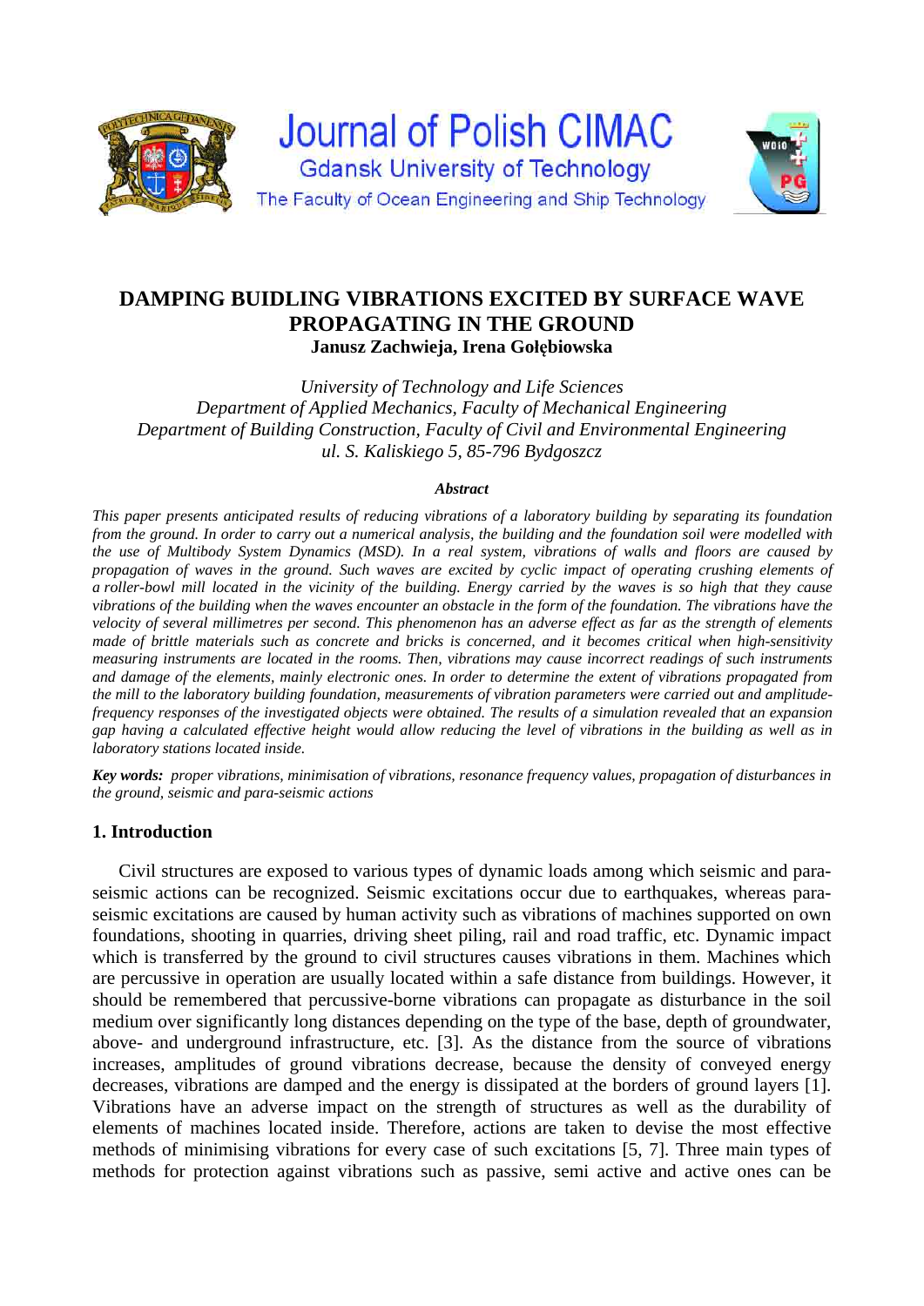# DAMPING BUIDLING VIBRATIONS EXCITED BY SURFACE WAVE PROPAGATING IN THE GROUND

**Janusz Zachwieja, Irena Gołębiowska**

*University of Technology and Life Sciences*
*Department of Applied Mechanics, Faculty of Mechanical Engineering*
*Department of Building Construction, Faculty of Civil and Environmental Engineering*
*ul. S. Kaliskiego 5, 85-796 Bydgoszcz*

***Abstract***

*This paper presents anticipated results of reducing vibrations of a laboratory building by separating its foundation from the ground. In order to carry out a numerical analysis, the building and the foundation soil were modelled with the use of Multibody System Dynamics (MSD). In a real system, vibrations of walls and floors are caused by propagation of waves in the ground. Such waves are excited by cyclic impact of operating crushing elements of a roller-bowl mill located in the vicinity of the building. Energy carried by the waves is so high that they cause vibrations of the building when the waves encounter an obstacle in the form of the foundation. The vibrations have the velocity of several millimetres per second. This phenomenon has an adverse effect as far as the strength of elements made of brittle materials such as concrete and bricks is concerned, and it becomes critical when high-sensitivity measuring instruments are located in the rooms. Then, vibrations may cause incorrect readings of such instruments and damage of the elements, mainly electronic ones. In order to determine the extent of vibrations propagated from the mill to the laboratory building foundation, measurements of vibration parameters were carried out and amplitude-frequency responses of the investigated objects were obtained. The results of a simulation revealed that an expansion gap having a calculated effective height would allow reducing the level of vibrations in the building as well as in laboratory stations located inside.*

***Key words:*** *proper vibrations, minimisation of vibrations, resonance frequency values, propagation of disturbances in the ground, seismic and para-seismic actions*

## 1. Introduction

Civil structures are exposed to various types of dynamic loads among which seismic and para-seismic actions can be recognized. Seismic excitations occur due to earthquakes, whereas para-seismic excitations are caused by human activity such as vibrations of machines supported on own foundations, shooting in quarries, driving sheet piling, rail and road traffic, etc. Dynamic impact which is transferred by the ground to civil structures causes vibrations in them. Machines which are percussive in operation are usually located within a safe distance from buildings. However, it should be remembered that percussive-borne vibrations can propagate as disturbance in the soil medium over significantly long distances depending on the type of the base, depth of groundwater, above- and underground infrastructure, etc. [3]. As the distance from the source of vibrations increases, amplitudes of ground vibrations decrease, because the density of conveyed energy decreases, vibrations are damped and the energy is dissipated at the borders of ground layers [1]. Vibrations have an adverse impact on the strength of structures as well as the durability of elements of machines located inside. Therefore, actions are taken to devise the most effective methods of minimising vibrations for every case of such excitations [5, 7]. Three main types of methods for protection against vibrations such as passive, semi active and active ones can be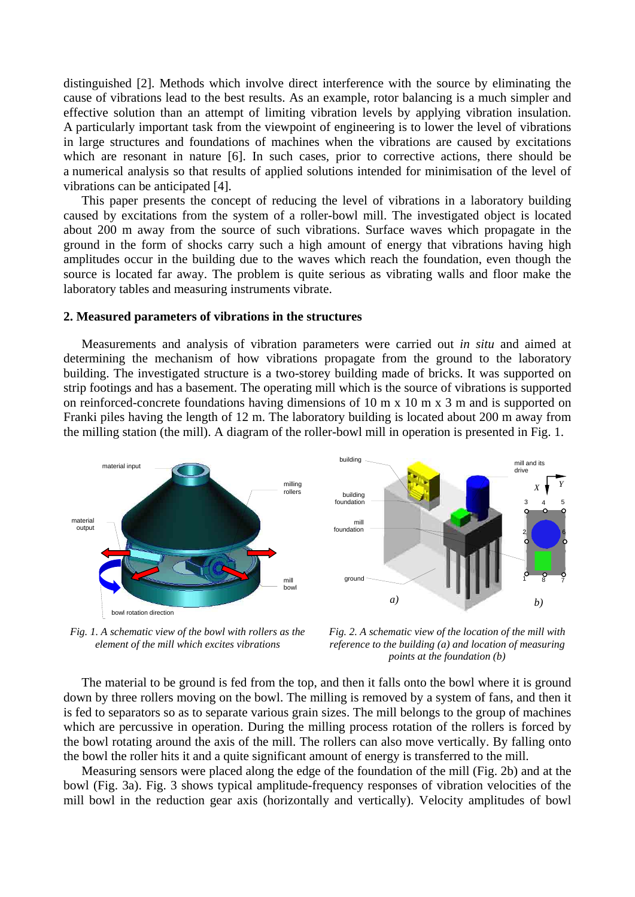distinguished [2]. Methods which involve direct interference with the source by eliminating the cause of vibrations lead to the best results. As an example, rotor balancing is a much simpler and effective solution than an attempt of limiting vibration levels by applying vibration insulation. A particularly important task from the viewpoint of engineering is to lower the level of vibrations in large structures and foundations of machines when the vibrations are caused by excitations which are resonant in nature [6]. In such cases, prior to corrective actions, there should be a numerical analysis so that results of applied solutions intended for minimisation of the level of vibrations can be anticipated [4].

This paper presents the concept of reducing the level of vibrations in a laboratory building caused by excitations from the system of a roller-bowl mill. The investigated object is located about 200 m away from the source of such vibrations. Surface waves which propagate in the ground in the form of shocks carry such a high amount of energy that vibrations having high amplitudes occur in the building due to the waves which reach the foundation, even though the source is located far away. The problem is quite serious as vibrating walls and floor make the laboratory tables and measuring instruments vibrate.

## 2. Measured parameters of vibrations in the structures

Measurements and analysis of vibration parameters were carried out *in situ* and aimed at determining the mechanism of how vibrations propagate from the ground to the laboratory building. The investigated structure is a two-storey building made of bricks. It was supported on strip footings and has a basement. The operating mill which is the source of vibrations is supported on reinforced-concrete foundations having dimensions of 10 m x 10 m x 3 m and is supported on Franki piles having the length of 12 m. The laboratory building is located about 200 m away from the milling station (the mill). A diagram of the roller-bowl mill in operation is presented in Fig. 1.

*Fig. 1. A schematic view of the bowl with rollers as the element of the mill which excites vibrations*

*Fig. 2. A schematic view of the location of the mill with reference to the building (a) and location of measuring points at the foundation (b)*

The material to be ground is fed from the top, and then it falls onto the bowl where it is ground down by three rollers moving on the bowl. The milling is removed by a system of fans, and then it is fed to separators so as to separate various grain sizes. The mill belongs to the group of machines which are percussive in operation. During the milling process rotation of the rollers is forced by the bowl rotating around the axis of the mill. The rollers can also move vertically. By falling onto the bowl the roller hits it and a quite significant amount of energy is transferred to the mill.

Measuring sensors were placed along the edge of the foundation of the mill (Fig. 2b) and at the bowl (Fig. 3a). Fig. 3 shows typical amplitude-frequency responses of vibration velocities of the mill bowl in the reduction gear axis (horizontally and vertically). Velocity amplitudes of bowl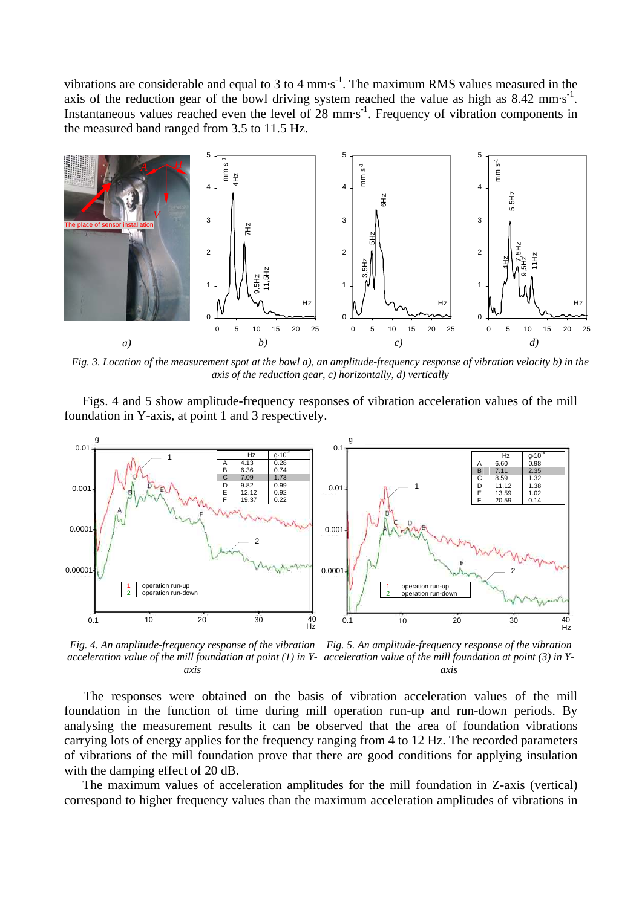vibrations are considerable and equal to 3 to 4 mm·s$^{-1}$. The maximum RMS values measured in the axis of the reduction gear of the bowl driving system reached the value as high as 8.42 mm·s$^{-1}$. Instantaneous values reached even the level of 28 mm·s$^{-1}$. Frequency of vibration components in the measured band ranged from 3.5 to 11.5 Hz.

*Fig. 3. Location of the measurement spot at the bowl a), an amplitude-frequency response of vibration velocity b) in the axis of the reduction gear, c) horizontally, d) vertically*

Figs. 4 and 5 show amplitude-frequency responses of vibration acceleration values of the mill foundation in Y-axis, at point 1 and 3 respectively.

| | Hz | g·10$^{-3}$ |
|---|---|---|
| A | 4.13 | 0.28 |
| B | 6.36 | 0.74 |
| C | 7.09 | 1.73 |
| D | 9.82 | 0.99 |
| E | 12.12 | 0.92 |
| F | 19.37 | 0.22 |

*Fig. 4. An amplitude-frequency response of the vibration acceleration value of the mill foundation at point (1) in Y-axis*

| | Hz | g·10$^{-3}$ |
|---|---|---|
| A | 6.60 | 0.98 |
| B | 7.11 | 2.35 |
| C | 8.59 | 1.32 |
| D | 11.12 | 1.38 |
| E | 13.59 | 1.02 |
| F | 20.59 | 0.14 |

*Fig. 5. An amplitude-frequency response of the vibration acceleration value of the mill foundation at point (3) in Y-axis*

The responses were obtained on the basis of vibration acceleration values of the mill foundation in the function of time during mill operation run-up and run-down periods. By analysing the measurement results it can be observed that the area of foundation vibrations carrying lots of energy applies for the frequency ranging from 4 to 12 Hz. The recorded parameters of vibrations of the mill foundation prove that there are good conditions for applying insulation with the damping effect of 20 dB.

The maximum values of acceleration amplitudes for the mill foundation in Z-axis (vertical) correspond to higher frequency values than the maximum acceleration amplitudes of vibrations in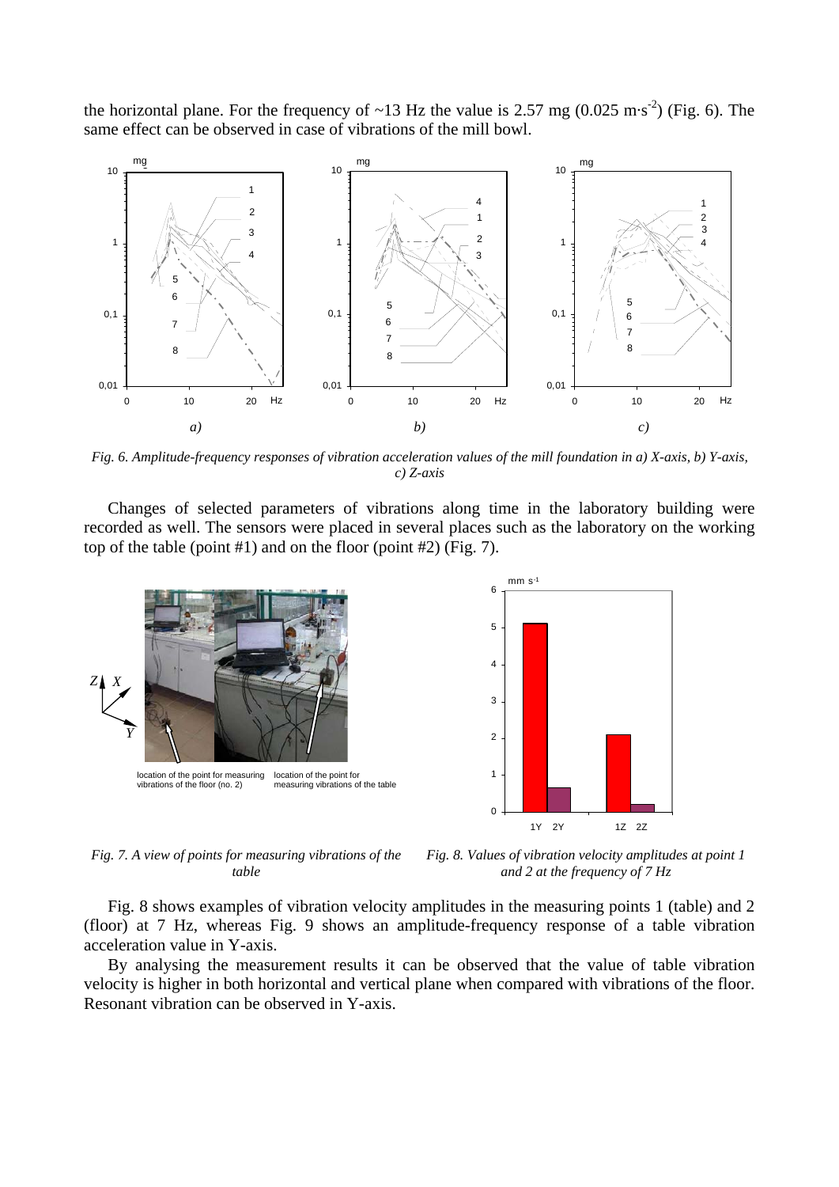the horizontal plane. For the frequency of ~13 Hz the value is 2.57 mg (0.025 m·s$^{-2}$) (Fig. 6). The same effect can be observed in case of vibrations of the mill bowl.

*Fig. 6. Amplitude-frequency responses of vibration acceleration values of the mill foundation in a) X-axis, b) Y-axis, c) Z-axis*

Changes of selected parameters of vibrations along time in the laboratory building were recorded as well. The sensors were placed in several places such as the laboratory on the working top of the table (point #1) and on the floor (point #2) (Fig. 7).

*Fig. 7. A view of points for measuring vibrations of the table*

*Fig. 8. Values of vibration velocity amplitudes at point 1 and 2 at the frequency of 7 Hz*

Fig. 8 shows examples of vibration velocity amplitudes in the measuring points 1 (table) and 2 (floor) at 7 Hz, whereas Fig. 9 shows an amplitude-frequency response of a table vibration acceleration value in Y-axis.

By analysing the measurement results it can be observed that the value of table vibration velocity is higher in both horizontal and vertical plane when compared with vibrations of the floor. Resonant vibration can be observed in Y-axis.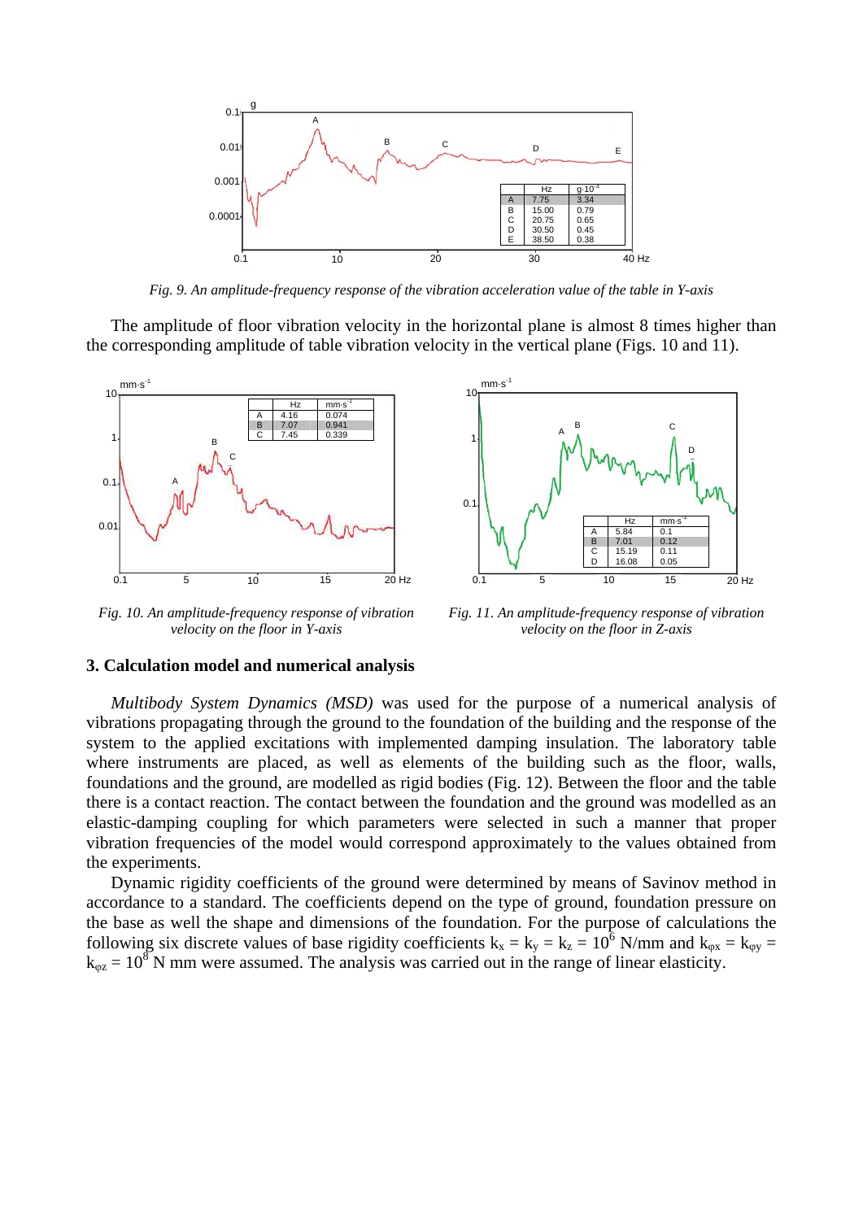Fig. 9. An amplitude-frequency response of the vibration acceleration value of the table in Y-axis

The amplitude of floor vibration velocity in the horizontal plane is almost 8 times higher than the corresponding amplitude of table vibration velocity in the vertical plane (Figs. 10 and 11).

Fig. 10. An amplitude-frequency response of vibration velocity on the floor in Y-axis

Fig. 11. An amplitude-frequency response of vibration velocity on the floor in Z-axis

## 3. Calculation model and numerical analysis

*Multibody System Dynamics (MSD)* was used for the purpose of a numerical analysis of vibrations propagating through the ground to the foundation of the building and the response of the system to the applied excitations with implemented damping insulation. The laboratory table where instruments are placed, as well as elements of the building such as the floor, walls, foundations and the ground, are modelled as rigid bodies (Fig. 12). Between the floor and the table there is a contact reaction. The contact between the foundation and the ground was modelled as an elastic-damping coupling for which parameters were selected in such a manner that proper vibration frequencies of the model would correspond approximately to the values obtained from the experiments.

Dynamic rigidity coefficients of the ground were determined by means of Savinov method in accordance to a standard. The coefficients depend on the type of ground, foundation pressure on the base as well the shape and dimensions of the foundation. For the purpose of calculations the following six discrete values of base rigidity coefficients $k_x = k_y = k_z = 10^6$ N/mm and $k_{\varphi x} = k_{\varphi y} = k_{\varphi z} = 10^8$ N mm were assumed. The analysis was carried out in the range of linear elasticity.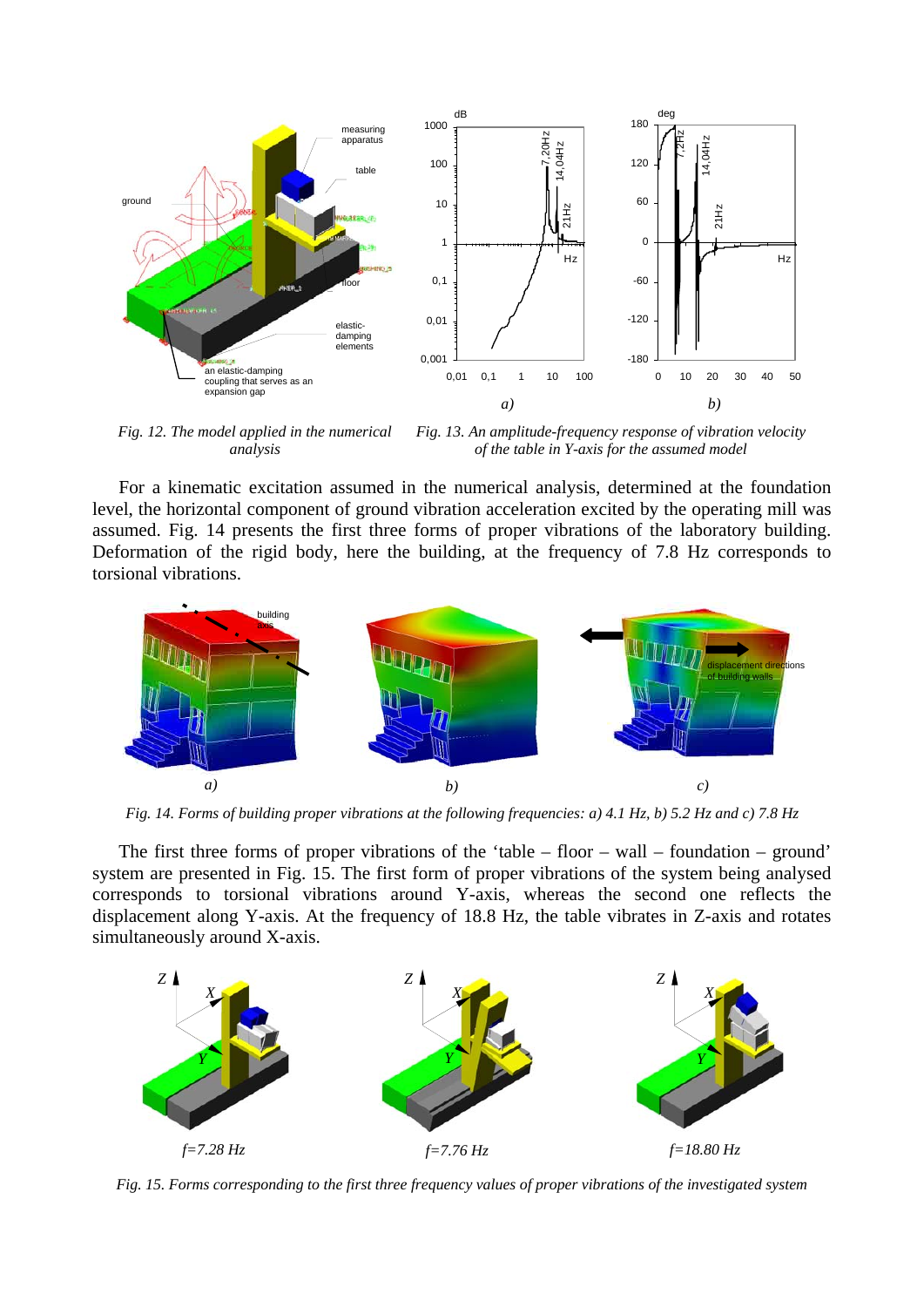Fig. 12. The model applied in the numerical analysis

Fig. 13. An amplitude-frequency response of vibration velocity of the table in Y-axis for the assumed model

For a kinematic excitation assumed in the numerical analysis, determined at the foundation level, the horizontal component of ground vibration acceleration excited by the operating mill was assumed. Fig. 14 presents the first three forms of proper vibrations of the laboratory building. Deformation of the rigid body, here the building, at the frequency of 7.8 Hz corresponds to torsional vibrations.

*Fig. 14. Forms of building proper vibrations at the following frequencies: a) 4.1 Hz, b) 5.2 Hz and c) 7.8 Hz*

The first three forms of proper vibrations of the 'table – floor – wall – foundation – ground' system are presented in Fig. 15. The first form of proper vibrations of the system being analysed corresponds to torsional vibrations around Y-axis, whereas the second one reflects the displacement along Y-axis. At the frequency of 18.8 Hz, the table vibrates in Z-axis and rotates simultaneously around X-axis.

*Fig. 15. Forms corresponding to the first three frequency values of proper vibrations of the investigated system*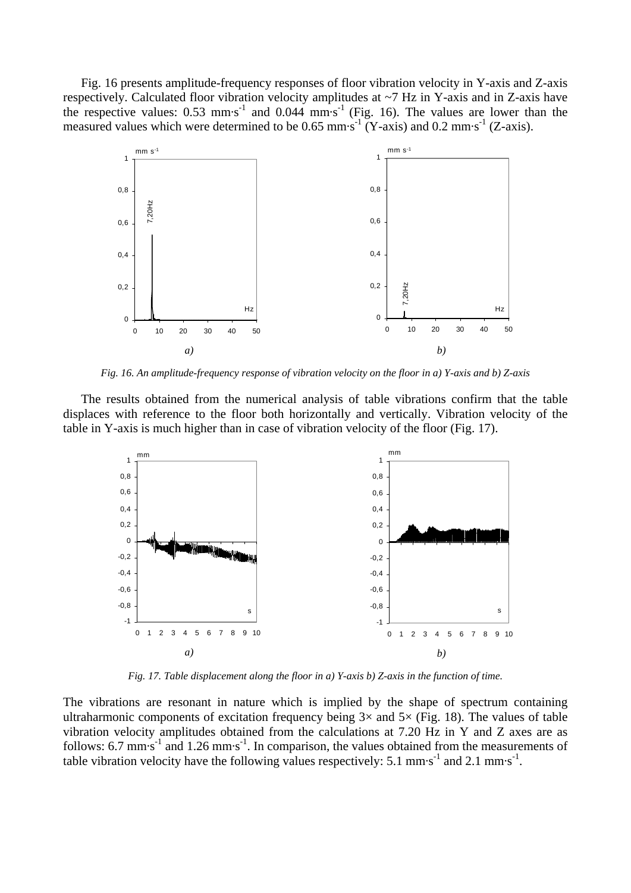Fig. 16 presents amplitude-frequency responses of floor vibration velocity in Y-axis and Z-axis respectively. Calculated floor vibration velocity amplitudes at ~7 Hz in Y-axis and in Z-axis have the respective values: 0.53 mm·s$^{-1}$ and 0.044 mm·s$^{-1}$ (Fig. 16). The values are lower than the measured values which were determined to be 0.65 mm·s$^{-1}$ (Y-axis) and 0.2 mm·s$^{-1}$ (Z-axis).

*Fig. 16. An amplitude-frequency response of vibration velocity on the floor in a) Y-axis and b) Z-axis*

The results obtained from the numerical analysis of table vibrations confirm that the table displaces with reference to the floor both horizontally and vertically. Vibration velocity of the table in Y-axis is much higher than in case of vibration velocity of the floor (Fig. 17).

*Fig. 17. Table displacement along the floor in a) Y-axis b) Z-axis in the function of time.*

The vibrations are resonant in nature which is implied by the shape of spectrum containing ultraharmonic components of excitation frequency being 3× and 5× (Fig. 18). The values of table vibration velocity amplitudes obtained from the calculations at 7.20 Hz in Y and Z axes are as follows: 6.7 mm·s$^{-1}$ and 1.26 mm·s$^{-1}$. In comparison, the values obtained from the measurements of table vibration velocity have the following values respectively: 5.1 mm·s$^{-1}$ and 2.1 mm·s$^{-1}$.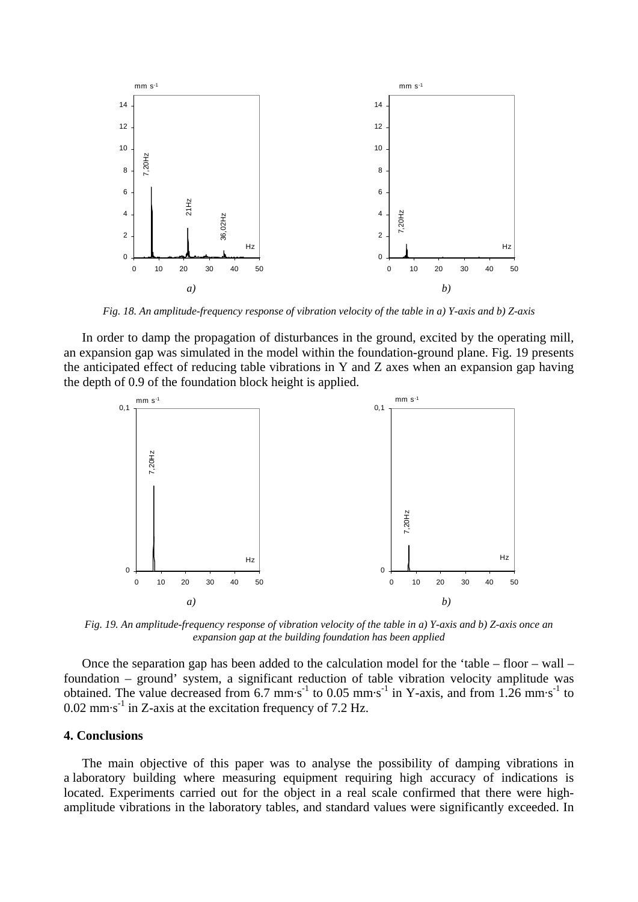*Fig. 18. An amplitude-frequency response of vibration velocity of the table in a) Y-axis and b) Z-axis*

In order to damp the propagation of disturbances in the ground, excited by the operating mill, an expansion gap was simulated in the model within the foundation-ground plane. Fig. 19 presents the anticipated effect of reducing table vibrations in Y and Z axes when an expansion gap having the depth of 0.9 of the foundation block height is applied.

*Fig. 19. An amplitude-frequency response of vibration velocity of the table in a) Y-axis and b) Z-axis once an expansion gap at the building foundation has been applied*

Once the separation gap has been added to the calculation model for the 'table – floor – wall – foundation – ground' system, a significant reduction of table vibration velocity amplitude was obtained. The value decreased from 6.7 $mm \cdot s^{-1}$ to 0.05 $mm \cdot s^{-1}$ in Y-axis, and from 1.26 $mm \cdot s^{-1}$ to 0.02 $mm \cdot s^{-1}$ in Z-axis at the excitation frequency of 7.2 Hz.

## 4. Conclusions

The main objective of this paper was to analyse the possibility of damping vibrations in a laboratory building where measuring equipment requiring high accuracy of indications is located. Experiments carried out for the object in a real scale confirmed that there were high-amplitude vibrations in the laboratory tables, and standard values were significantly exceeded. In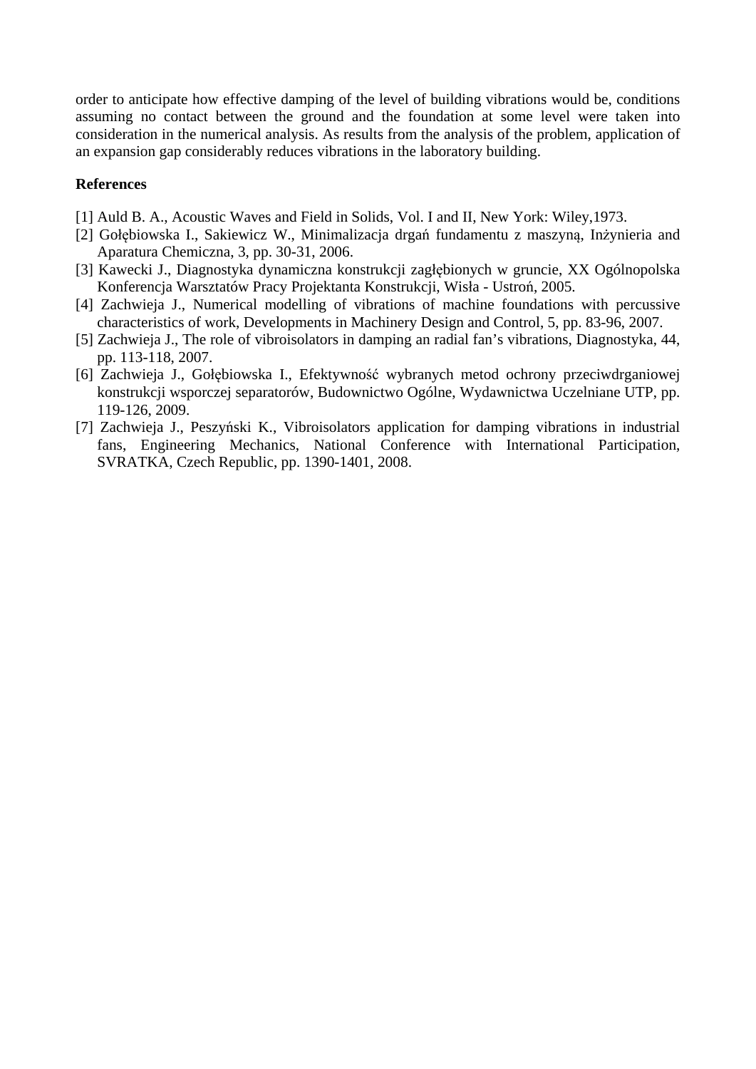order to anticipate how effective damping of the level of building vibrations would be, conditions assuming no contact between the ground and the foundation at some level were taken into consideration in the numerical analysis. As results from the analysis of the problem, application of an expansion gap considerably reduces vibrations in the laboratory building.

## References

[1] Auld B. A., Acoustic Waves and Field in Solids, Vol. I and II, New York: Wiley,1973.

[2] Gołębiowska I., Sakiewicz W., Minimalizacja drgań fundamentu z maszyną, Inżynieria and Aparatura Chemiczna, 3, pp. 30-31, 2006.

[3] Kawecki J., Diagnostyka dynamiczna konstrukcji zagłębionych w gruncie, XX Ogólnopolska Konferencja Warsztatów Pracy Projektanta Konstrukcji, Wisła - Ustroń, 2005.

[4] Zachwieja J., Numerical modelling of vibrations of machine foundations with percussive characteristics of work, Developments in Machinery Design and Control, 5, pp. 83-96, 2007.

[5] Zachwieja J., The role of vibroisolators in damping an radial fan's vibrations, Diagnostyka, 44, pp. 113-118, 2007.

[6] Zachwieja J., Gołębiowska I., Efektywność wybranych metod ochrony przeciwdrganiowej konstrukcji wsporczej separatorów, Budownictwo Ogólne, Wydawnictwa Uczelniane UTP, pp. 119-126, 2009.

[7] Zachwieja J., Peszyński K., Vibroisolators application for damping vibrations in industrial fans, Engineering Mechanics, National Conference with International Participation, SVRATKA, Czech Republic, pp. 1390-1401, 2008.